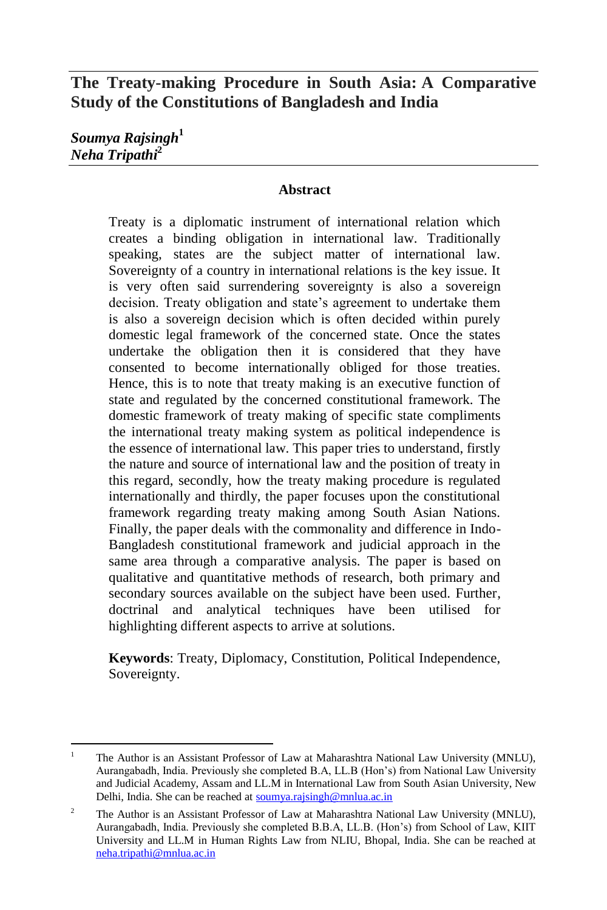# The Treaty-making Procedure in South Asia: A Comparative Study of the Constitutions of Bangladesh and India

***Soumya Rajsingh*[1]**
***Neha Tripathi*[2]**

## Abstract

Treaty is a diplomatic instrument of international relation which creates a binding obligation in international law. Traditionally speaking, states are the subject matter of international law. Sovereignty of a country in international relations is the key issue. It is very often said surrendering sovereignty is also a sovereign decision. Treaty obligation and state's agreement to undertake them is also a sovereign decision which is often decided within purely domestic legal framework of the concerned state. Once the states undertake the obligation then it is considered that they have consented to become internationally obliged for those treaties. Hence, this is to note that treaty making is an executive function of state and regulated by the concerned constitutional framework. The domestic framework of treaty making of specific state compliments the international treaty making system as political independence is the essence of international law. This paper tries to understand, firstly the nature and source of international law and the position of treaty in this regard, secondly, how the treaty making procedure is regulated internationally and thirdly, the paper focuses upon the constitutional framework regarding treaty making among South Asian Nations. Finally, the paper deals with the commonality and difference in Indo-Bangladesh constitutional framework and judicial approach in the same area through a comparative analysis. The paper is based on qualitative and quantitative methods of research, both primary and secondary sources available on the subject have been used. Further, doctrinal and analytical techniques have been utilised for highlighting different aspects to arrive at solutions.

**Keywords**: Treaty, Diplomacy, Constitution, Political Independence, Sovereignty.

---

[1] The Author is an Assistant Professor of Law at Maharashtra National Law University (MNLU), Aurangabadh, India. Previously she completed B.A, LL.B (Hon's) from National Law University and Judicial Academy, Assam and LL.M in International Law from South Asian University, New Delhi, India. She can be reached at soumya.rajsingh@mnlua.ac.in

[2] The Author is an Assistant Professor of Law at Maharashtra National Law University (MNLU), Aurangabadh, India. Previously she completed B.B.A, LL.B. (Hon's) from School of Law, KIIT University and LL.M in Human Rights Law from NLIU, Bhopal, India. She can be reached at neha.tripathi@mnlua.ac.in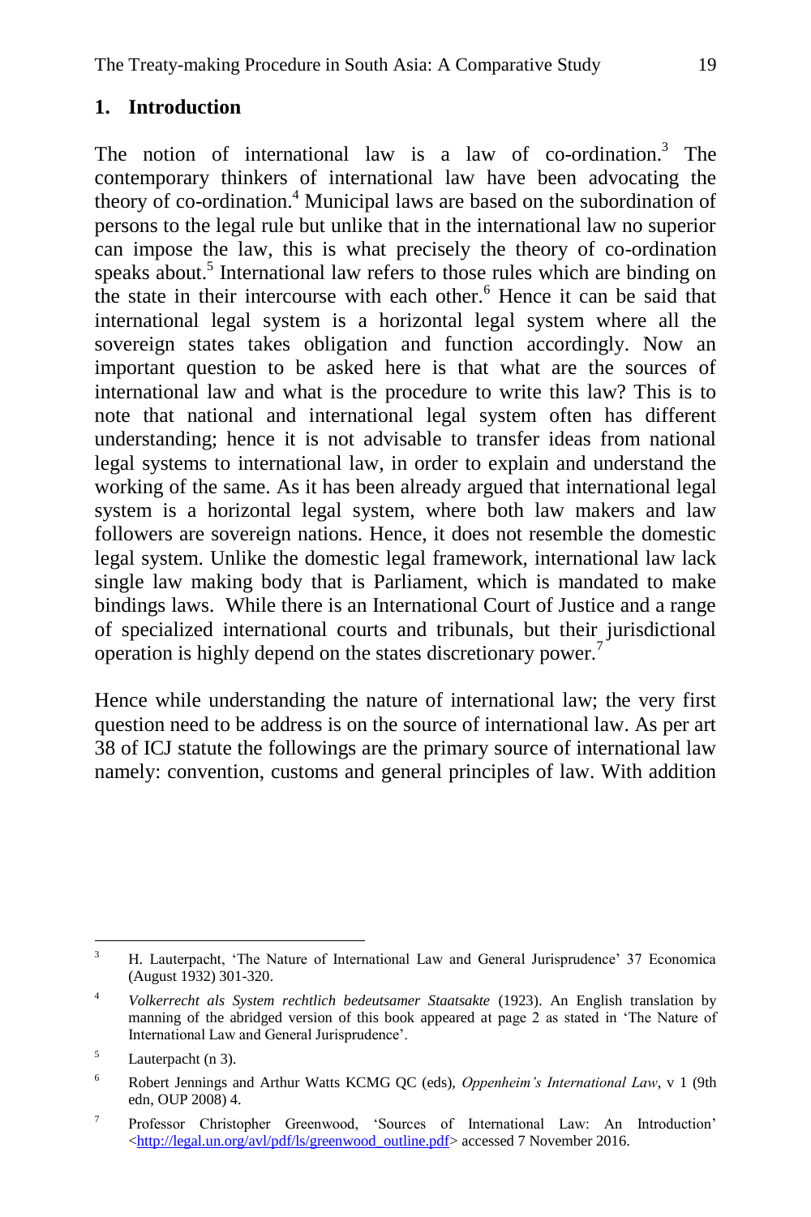## 1. Introduction

The notion of international law is a law of co-ordination.[3] The contemporary thinkers of international law have been advocating the theory of co-ordination.[4] Municipal laws are based on the subordination of persons to the legal rule but unlike that in the international law no superior can impose the law, this is what precisely the theory of co-ordination speaks about.[5] International law refers to those rules which are binding on the state in their intercourse with each other.[6] Hence it can be said that international legal system is a horizontal legal system where all the sovereign states takes obligation and function accordingly. Now an important question to be asked here is that what are the sources of international law and what is the procedure to write this law? This is to note that national and international legal system often has different understanding; hence it is not advisable to transfer ideas from national legal systems to international law, in order to explain and understand the working of the same. As it has been already argued that international legal system is a horizontal legal system, where both law makers and law followers are sovereign nations. Hence, it does not resemble the domestic legal system. Unlike the domestic legal framework, international law lack single law making body that is Parliament, which is mandated to make bindings laws. While there is an International Court of Justice and a range of specialized international courts and tribunals, but their jurisdictional operation is highly depend on the states discretionary power.[7]

Hence while understanding the nature of international law; the very first question need to be address is on the source of international law. As per art 38 of ICJ statute the followings are the primary source of international law namely: convention, customs and general principles of law. With addition

---

[3] H. Lauterpacht, 'The Nature of International Law and General Jurisprudence' 37 Economica (August 1932) 301-320.

[4] *Volkerrecht als System rechtlich bedeutsamer Staatsakte* (1923). An English translation by manning of the abridged version of this book appeared at page 2 as stated in 'The Nature of International Law and General Jurisprudence'.

[5] Lauterpacht (n 3).

[6] Robert Jennings and Arthur Watts KCMG QC (eds), *Oppenheim's International Law*, v 1 (9th edn, OUP 2008) 4.

[7] Professor Christopher Greenwood, 'Sources of International Law: An Introduction' <http://legal.un.org/avl/pdf/ls/greenwood_outline.pdf> accessed 7 November 2016.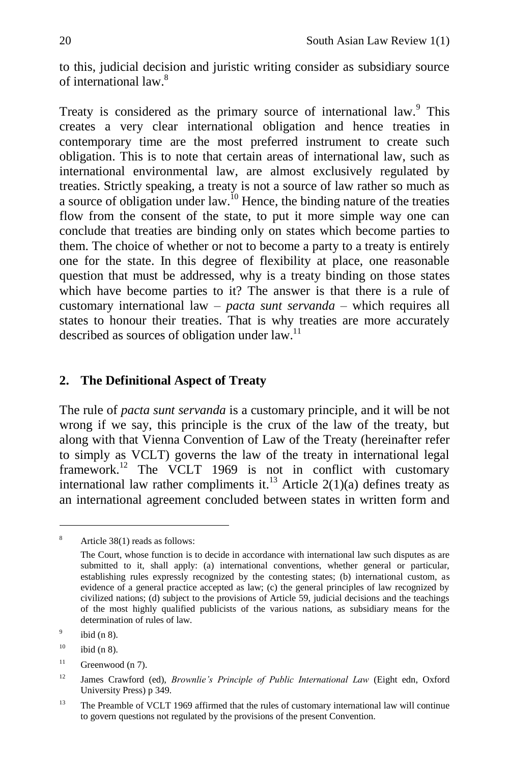to this, judicial decision and juristic writing consider as subsidiary source of international law.[8]

Treaty is considered as the primary source of international law.[9] This creates a very clear international obligation and hence treaties in contemporary time are the most preferred instrument to create such obligation. This is to note that certain areas of international law, such as international environmental law, are almost exclusively regulated by treaties. Strictly speaking, a treaty is not a source of law rather so much as a source of obligation under law.[10] Hence, the binding nature of the treaties flow from the consent of the state, to put it more simple way one can conclude that treaties are binding only on states which become parties to them. The choice of whether or not to become a party to a treaty is entirely one for the state. In this degree of flexibility at place, one reasonable question that must be addressed, why is a treaty binding on those states which have become parties to it? The answer is that there is a rule of customary international law – *pacta sunt servanda* – which requires all states to honour their treaties. That is why treaties are more accurately described as sources of obligation under law.[11]

## 2. The Definitional Aspect of Treaty

The rule of *pacta sunt servanda* is a customary principle, and it will be not wrong if we say, this principle is the crux of the law of the treaty, but along with that Vienna Convention of Law of the Treaty (hereinafter refer to simply as VCLT) governs the law of the treaty in international legal framework.[12] The VCLT 1969 is not in conflict with customary international law rather compliments it.[13] Article 2(1)(a) defines treaty as an international agreement concluded between states in written form and

---

[8] Article 38(1) reads as follows:

The Court, whose function is to decide in accordance with international law such disputes as are submitted to it, shall apply: (a) international conventions, whether general or particular, establishing rules expressly recognized by the contesting states; (b) international custom, as evidence of a general practice accepted as law; (c) the general principles of law recognized by civilized nations; (d) subject to the provisions of Article 59, judicial decisions and the teachings of the most highly qualified publicists of the various nations, as subsidiary means for the determination of rules of law.

[9] ibid (n 8).

[10] ibid (n 8).

[11] Greenwood (n 7).

[12] James Crawford (ed), *Brownlie's Principle of Public International Law* (Eight edn, Oxford University Press) p 349.

[13] The Preamble of VCLT 1969 affirmed that the rules of customary international law will continue to govern questions not regulated by the provisions of the present Convention.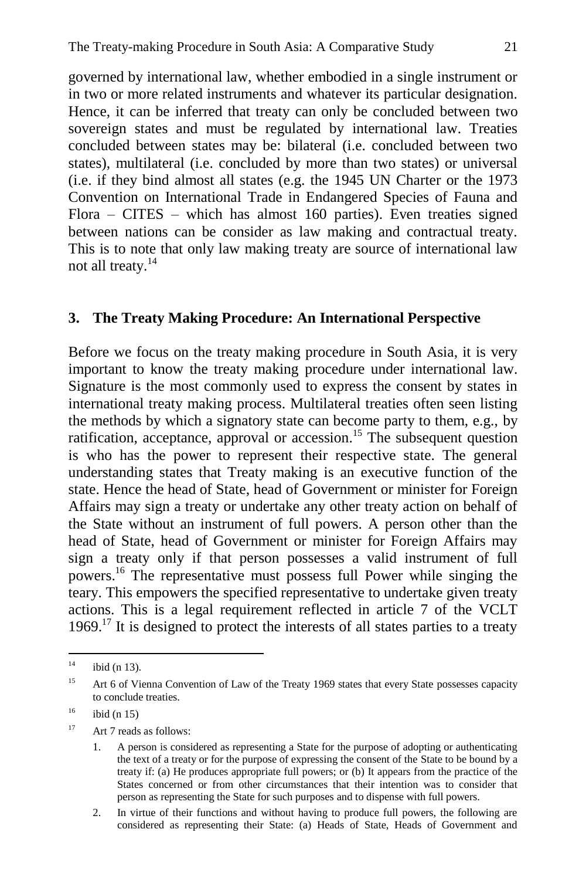governed by international law, whether embodied in a single instrument or in two or more related instruments and whatever its particular designation. Hence, it can be inferred that treaty can only be concluded between two sovereign states and must be regulated by international law. Treaties concluded between states may be: bilateral (i.e. concluded between two states), multilateral (i.e. concluded by more than two states) or universal (i.e. if they bind almost all states (e.g. the 1945 UN Charter or the 1973 Convention on International Trade in Endangered Species of Fauna and Flora – CITES – which has almost 160 parties). Even treaties signed between nations can be consider as law making and contractual treaty. This is to note that only law making treaty are source of international law not all treaty.[14]

## 3. The Treaty Making Procedure: An International Perspective

Before we focus on the treaty making procedure in South Asia, it is very important to know the treaty making procedure under international law. Signature is the most commonly used to express the consent by states in international treaty making process. Multilateral treaties often seen listing the methods by which a signatory state can become party to them, e.g., by ratification, acceptance, approval or accession.[15] The subsequent question is who has the power to represent their respective state. The general understanding states that Treaty making is an executive function of the state. Hence the head of State, head of Government or minister for Foreign Affairs may sign a treaty or undertake any other treaty action on behalf of the State without an instrument of full powers. A person other than the head of State, head of Government or minister for Foreign Affairs may sign a treaty only if that person possesses a valid instrument of full powers.[16] The representative must possess full Power while singing the teary. This empowers the specified representative to undertake given treaty actions. This is a legal requirement reflected in article 7 of the VCLT 1969.[17] It is designed to protect the interests of all states parties to a treaty

---

[14] ibid (n 13).

[15] Art 6 of Vienna Convention of Law of the Treaty 1969 states that every State possesses capacity to conclude treaties.

[16] ibid (n 15)

[17] Art 7 reads as follows:

1. A person is considered as representing a State for the purpose of adopting or authenticating the text of a treaty or for the purpose of expressing the consent of the State to be bound by a treaty if: (a) He produces appropriate full powers; or (b) It appears from the practice of the States concerned or from other circumstances that their intention was to consider that person as representing the State for such purposes and to dispense with full powers.

2. In virtue of their functions and without having to produce full powers, the following are considered as representing their State: (a) Heads of State, Heads of Government and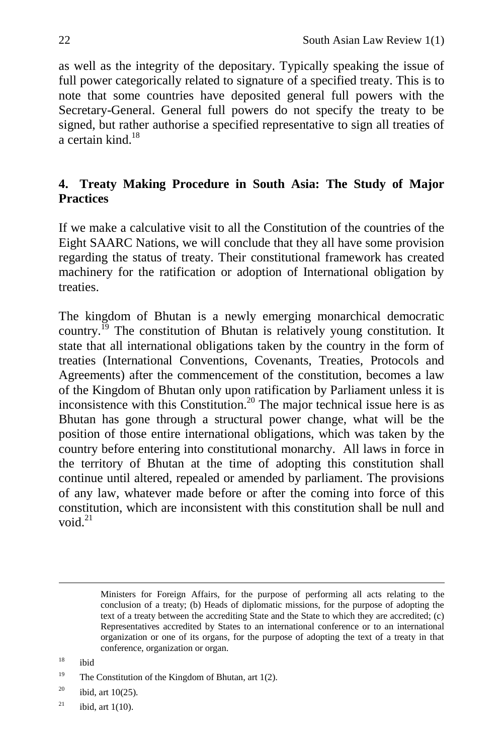as well as the integrity of the depositary. Typically speaking the issue of full power categorically related to signature of a specified treaty. This is to note that some countries have deposited general full powers with the Secretary-General. General full powers do not specify the treaty to be signed, but rather authorise a specified representative to sign all treaties of a certain kind.[18]

## 4. Treaty Making Procedure in South Asia: The Study of Major Practices

If we make a calculative visit to all the Constitution of the countries of the Eight SAARC Nations, we will conclude that they all have some provision regarding the status of treaty. Their constitutional framework has created machinery for the ratification or adoption of International obligation by treaties.

The kingdom of Bhutan is a newly emerging monarchical democratic country.[19] The constitution of Bhutan is relatively young constitution. It state that all international obligations taken by the country in the form of treaties (International Conventions, Covenants, Treaties, Protocols and Agreements) after the commencement of the constitution, becomes a law of the Kingdom of Bhutan only upon ratification by Parliament unless it is inconsistence with this Constitution.[20] The major technical issue here is as Bhutan has gone through a structural power change, what will be the position of those entire international obligations, which was taken by the country before entering into constitutional monarchy. All laws in force in the territory of Bhutan at the time of adopting this constitution shall continue until altered, repealed or amended by parliament. The provisions of any law, whatever made before or after the coming into force of this constitution, which are inconsistent with this constitution shall be null and void.[21]

---

Ministers for Foreign Affairs, for the purpose of performing all acts relating to the conclusion of a treaty; (b) Heads of diplomatic missions, for the purpose of adopting the text of a treaty between the accrediting State and the State to which they are accredited; (c) Representatives accredited by States to an international conference or to an international organization or one of its organs, for the purpose of adopting the text of a treaty in that conference, organization or organ.

[18] ibid

[19] The Constitution of the Kingdom of Bhutan, art 1(2).

[20] ibid, art 10(25).

[21] ibid, art 1(10).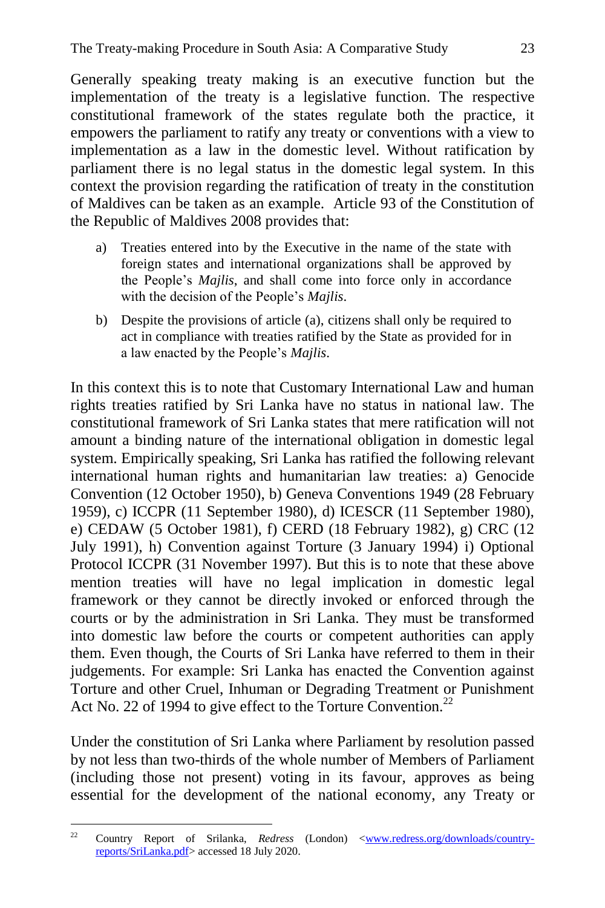Generally speaking treaty making is an executive function but the implementation of the treaty is a legislative function. The respective constitutional framework of the states regulate both the practice, it empowers the parliament to ratify any treaty or conventions with a view to implementation as a law in the domestic level. Without ratification by parliament there is no legal status in the domestic legal system. In this context the provision regarding the ratification of treaty in the constitution of Maldives can be taken as an example.  Article 93 of the Constitution of the Republic of Maldives 2008 provides that:

> a) Treaties entered into by the Executive in the name of the state with foreign states and international organizations shall be approved by the People's *Majlis*, and shall come into force only in accordance with the decision of the People's *Majlis*.
>
> b) Despite the provisions of article (a), citizens shall only be required to act in compliance with treaties ratified by the State as provided for in a law enacted by the People's *Majlis*.

In this context this is to note that Customary International Law and human rights treaties ratified by Sri Lanka have no status in national law. The constitutional framework of Sri Lanka states that mere ratification will not amount a binding nature of the international obligation in domestic legal system. Empirically speaking, Sri Lanka has ratified the following relevant international human rights and humanitarian law treaties: a) Genocide Convention (12 October 1950), b) Geneva Conventions 1949 (28 February 1959), c) ICCPR (11 September 1980), d) ICESCR (11 September 1980), e) CEDAW (5 October 1981), f) CERD (18 February 1982), g) CRC (12 July 1991), h) Convention against Torture (3 January 1994) i) Optional Protocol ICCPR (31 November 1997). But this is to note that these above mention treaties will have no legal implication in domestic legal framework or they cannot be directly invoked or enforced through the courts or by the administration in Sri Lanka. They must be transformed into domestic law before the courts or competent authorities can apply them. Even though, the Courts of Sri Lanka have referred to them in their judgements. For example: Sri Lanka has enacted the Convention against Torture and other Cruel, Inhuman or Degrading Treatment or Punishment Act No. 22 of 1994 to give effect to the Torture Convention.[22]

Under the constitution of Sri Lanka where Parliament by resolution passed by not less than two-thirds of the whole number of Members of Parliament (including those not present) voting in its favour, approves as being essential for the development of the national economy, any Treaty or

---

[22] Country Report of Srilanka, *Redress* (London) <www.redress.org/downloads/country-reports/SriLanka.pdf> accessed 18 July 2020.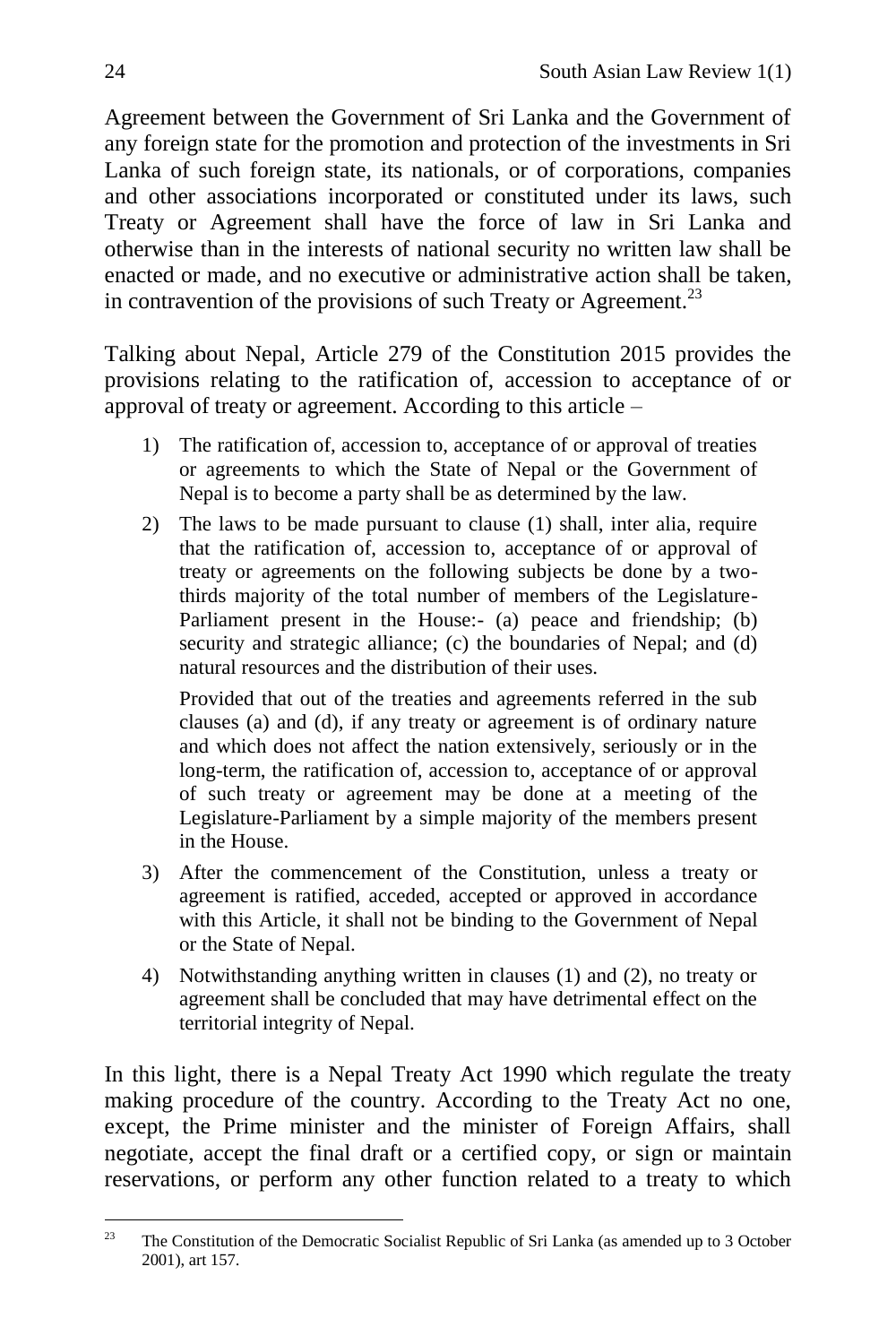Agreement between the Government of Sri Lanka and the Government of any foreign state for the promotion and protection of the investments in Sri Lanka of such foreign state, its nationals, or of corporations, companies and other associations incorporated or constituted under its laws, such Treaty or Agreement shall have the force of law in Sri Lanka and otherwise than in the interests of national security no written law shall be enacted or made, and no executive or administrative action shall be taken, in contravention of the provisions of such Treaty or Agreement.[23]

Talking about Nepal, Article 279 of the Constitution 2015 provides the provisions relating to the ratification of, accession to acceptance of or approval of treaty or agreement. According to this article –

1) The ratification of, accession to, acceptance of or approval of treaties or agreements to which the State of Nepal or the Government of Nepal is to become a party shall be as determined by the law.
2) The laws to be made pursuant to clause (1) shall, inter alia, require that the ratification of, accession to, acceptance of or approval of treaty or agreements on the following subjects be done by a two-thirds majority of the total number of members of the Legislature-Parliament present in the House:- (a) peace and friendship; (b) security and strategic alliance; (c) the boundaries of Nepal; and (d) natural resources and the distribution of their uses.

   Provided that out of the treaties and agreements referred in the sub clauses (a) and (d), if any treaty or agreement is of ordinary nature and which does not affect the nation extensively, seriously or in the long-term, the ratification of, accession to, acceptance of or approval of such treaty or agreement may be done at a meeting of the Legislature-Parliament by a simple majority of the members present in the House.
3) After the commencement of the Constitution, unless a treaty or agreement is ratified, acceded, accepted or approved in accordance with this Article, it shall not be binding to the Government of Nepal or the State of Nepal.
4) Notwithstanding anything written in clauses (1) and (2), no treaty or agreement shall be concluded that may have detrimental effect on the territorial integrity of Nepal.

In this light, there is a Nepal Treaty Act 1990 which regulate the treaty making procedure of the country. According to the Treaty Act no one, except, the Prime minister and the minister of Foreign Affairs, shall negotiate, accept the final draft or a certified copy, or sign or maintain reservations, or perform any other function related to a treaty to which

[23] The Constitution of the Democratic Socialist Republic of Sri Lanka (as amended up to 3 October 2001), art 157.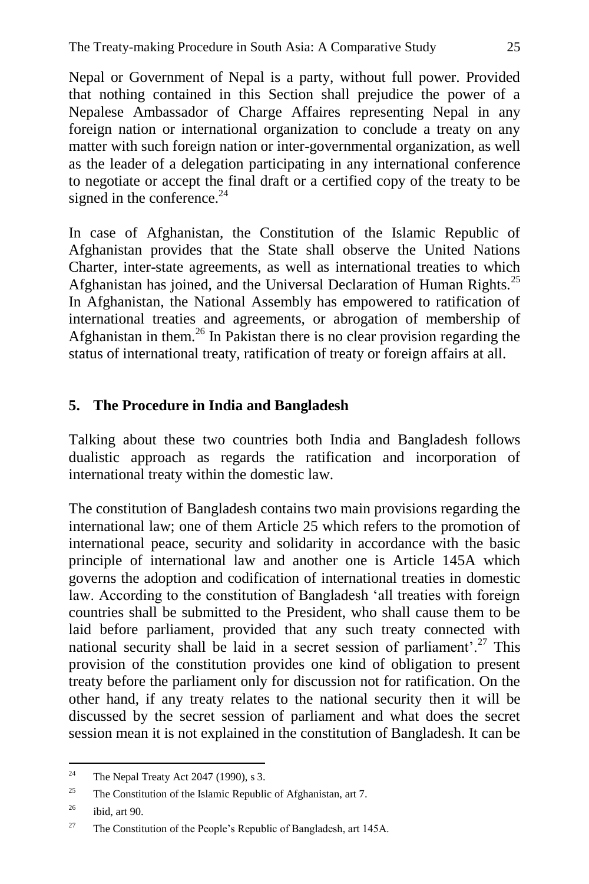Nepal or Government of Nepal is a party, without full power. Provided that nothing contained in this Section shall prejudice the power of a Nepalese Ambassador of Charge Affaires representing Nepal in any foreign nation or international organization to conclude a treaty on any matter with such foreign nation or inter-governmental organization, as well as the leader of a delegation participating in any international conference to negotiate or accept the final draft or a certified copy of the treaty to be signed in the conference.[24]

In case of Afghanistan, the Constitution of the Islamic Republic of Afghanistan provides that the State shall observe the United Nations Charter, inter-state agreements, as well as international treaties to which Afghanistan has joined, and the Universal Declaration of Human Rights.[25] In Afghanistan, the National Assembly has empowered to ratification of international treaties and agreements, or abrogation of membership of Afghanistan in them.[26] In Pakistan there is no clear provision regarding the status of international treaty, ratification of treaty or foreign affairs at all.

## 5. The Procedure in India and Bangladesh

Talking about these two countries both India and Bangladesh follows dualistic approach as regards the ratification and incorporation of international treaty within the domestic law.

The constitution of Bangladesh contains two main provisions regarding the international law; one of them Article 25 which refers to the promotion of international peace, security and solidarity in accordance with the basic principle of international law and another one is Article 145A which governs the adoption and codification of international treaties in domestic law. According to the constitution of Bangladesh 'all treaties with foreign countries shall be submitted to the President, who shall cause them to be laid before parliament, provided that any such treaty connected with national security shall be laid in a secret session of parliament'.[27] This provision of the constitution provides one kind of obligation to present treaty before the parliament only for discussion not for ratification. On the other hand, if any treaty relates to the national security then it will be discussed by the secret session of parliament and what does the secret session mean it is not explained in the constitution of Bangladesh. It can be

---

[24] The Nepal Treaty Act 2047 (1990), s 3.

[25] The Constitution of the Islamic Republic of Afghanistan, art 7.

[26] ibid, art 90.

[27] The Constitution of the People's Republic of Bangladesh, art 145A.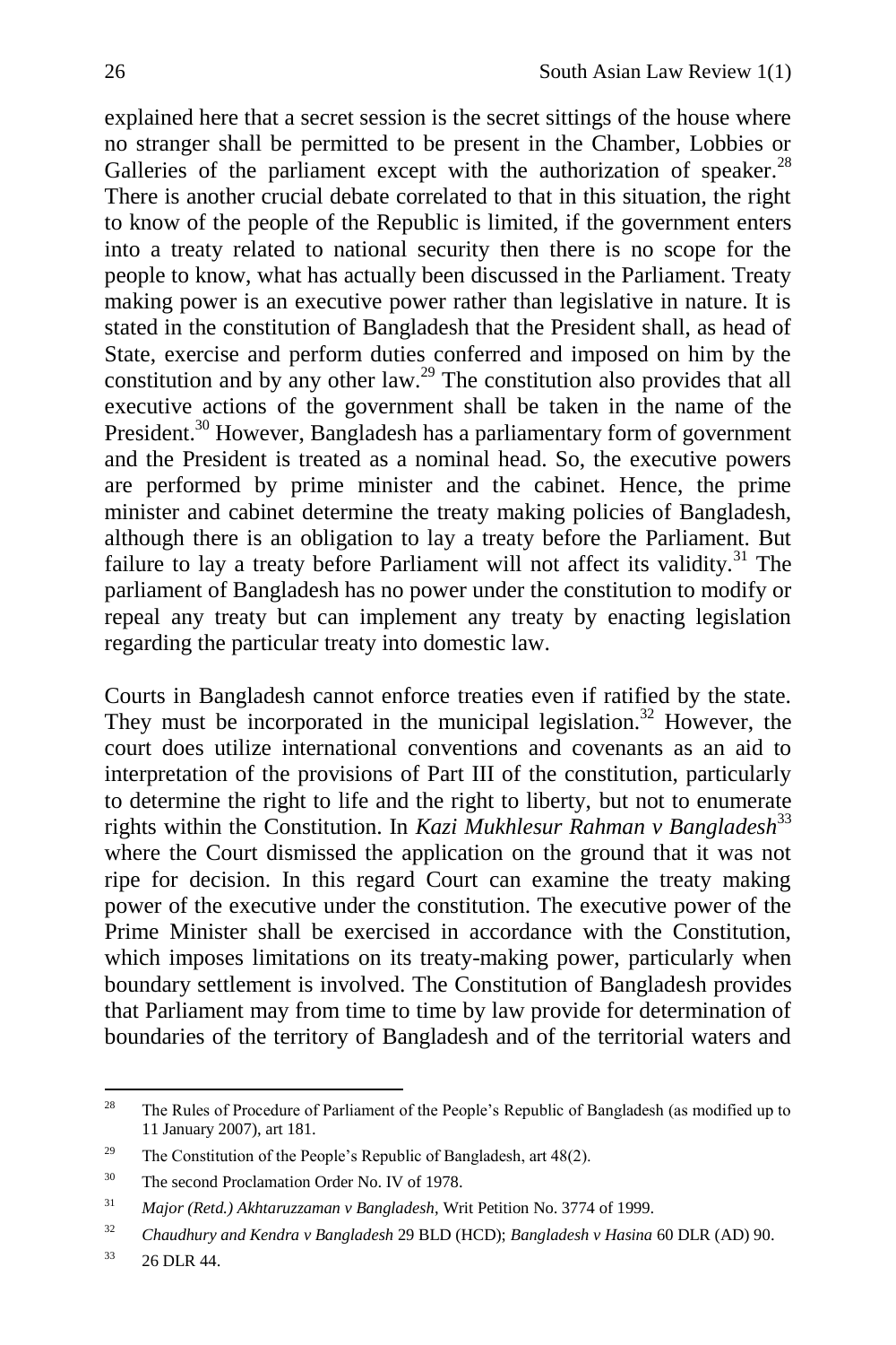explained here that a secret session is the secret sittings of the house where no stranger shall be permitted to be present in the Chamber, Lobbies or Galleries of the parliament except with the authorization of speaker.[28] There is another crucial debate correlated to that in this situation, the right to know of the people of the Republic is limited, if the government enters into a treaty related to national security then there is no scope for the people to know, what has actually been discussed in the Parliament. Treaty making power is an executive power rather than legislative in nature. It is stated in the constitution of Bangladesh that the President shall, as head of State, exercise and perform duties conferred and imposed on him by the constitution and by any other law.[29] The constitution also provides that all executive actions of the government shall be taken in the name of the President.[30] However, Bangladesh has a parliamentary form of government and the President is treated as a nominal head. So, the executive powers are performed by prime minister and the cabinet. Hence, the prime minister and cabinet determine the treaty making policies of Bangladesh, although there is an obligation to lay a treaty before the Parliament. But failure to lay a treaty before Parliament will not affect its validity.[31] The parliament of Bangladesh has no power under the constitution to modify or repeal any treaty but can implement any treaty by enacting legislation regarding the particular treaty into domestic law.

Courts in Bangladesh cannot enforce treaties even if ratified by the state. They must be incorporated in the municipal legislation.[32] However, the court does utilize international conventions and covenants as an aid to interpretation of the provisions of Part III of the constitution, particularly to determine the right to life and the right to liberty, but not to enumerate rights within the Constitution. In *Kazi Mukhlesur Rahman v Bangladesh*[33] where the Court dismissed the application on the ground that it was not ripe for decision. In this regard Court can examine the treaty making power of the executive under the constitution. The executive power of the Prime Minister shall be exercised in accordance with the Constitution, which imposes limitations on its treaty-making power, particularly when boundary settlement is involved. The Constitution of Bangladesh provides that Parliament may from time to time by law provide for determination of boundaries of the territory of Bangladesh and of the territorial waters and

---

[28] The Rules of Procedure of Parliament of the People's Republic of Bangladesh (as modified up to 11 January 2007), art 181.

[29] The Constitution of the People's Republic of Bangladesh, art 48(2).

[30] The second Proclamation Order No. IV of 1978.

[31] *Major (Retd.) Akhtaruzzaman v Bangladesh*, Writ Petition No. 3774 of 1999.

[32] *Chaudhury and Kendra v Bangladesh* 29 BLD (HCD); *Bangladesh v Hasina* 60 DLR (AD) 90.

[33] 26 DLR 44.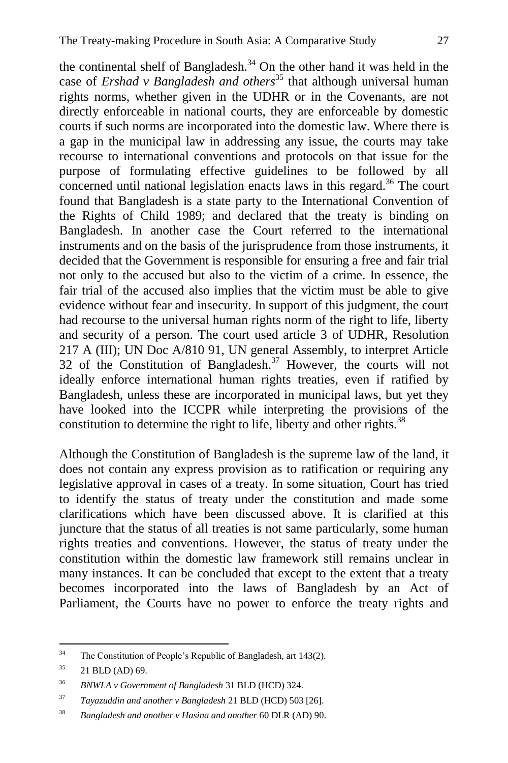the continental shelf of Bangladesh.[34] On the other hand it was held in the case of *Ershad v Bangladesh and others*[35] that although universal human rights norms, whether given in the UDHR or in the Covenants, are not directly enforceable in national courts, they are enforceable by domestic courts if such norms are incorporated into the domestic law. Where there is a gap in the municipal law in addressing any issue, the courts may take recourse to international conventions and protocols on that issue for the purpose of formulating effective guidelines to be followed by all concerned until national legislation enacts laws in this regard.[36] The court found that Bangladesh is a state party to the International Convention of the Rights of Child 1989; and declared that the treaty is binding on Bangladesh. In another case the Court referred to the international instruments and on the basis of the jurisprudence from those instruments, it decided that the Government is responsible for ensuring a free and fair trial not only to the accused but also to the victim of a crime. In essence, the fair trial of the accused also implies that the victim must be able to give evidence without fear and insecurity. In support of this judgment, the court had recourse to the universal human rights norm of the right to life, liberty and security of a person. The court used article 3 of UDHR, Resolution 217 A (III); UN Doc A/810 91, UN general Assembly, to interpret Article 32 of the Constitution of Bangladesh.[37] However, the courts will not ideally enforce international human rights treaties, even if ratified by Bangladesh, unless these are incorporated in municipal laws, but yet they have looked into the ICCPR while interpreting the provisions of the constitution to determine the right to life, liberty and other rights.[38]

Although the Constitution of Bangladesh is the supreme law of the land, it does not contain any express provision as to ratification or requiring any legislative approval in cases of a treaty. In some situation, Court has tried to identify the status of treaty under the constitution and made some clarifications which have been discussed above. It is clarified at this juncture that the status of all treaties is not same particularly, some human rights treaties and conventions. However, the status of treaty under the constitution within the domestic law framework still remains unclear in many instances. It can be concluded that except to the extent that a treaty becomes incorporated into the laws of Bangladesh by an Act of Parliament, the Courts have no power to enforce the treaty rights and

---

[34] The Constitution of People's Republic of Bangladesh, art 143(2).

[35] 21 BLD (AD) 69.

[36] *BNWLA v Government of Bangladesh* 31 BLD (HCD) 324.

[37] *Tayazuddin and another v Bangladesh* 21 BLD (HCD) 503 [26].

[38] *Bangladesh and another v Hasina and another* 60 DLR (AD) 90.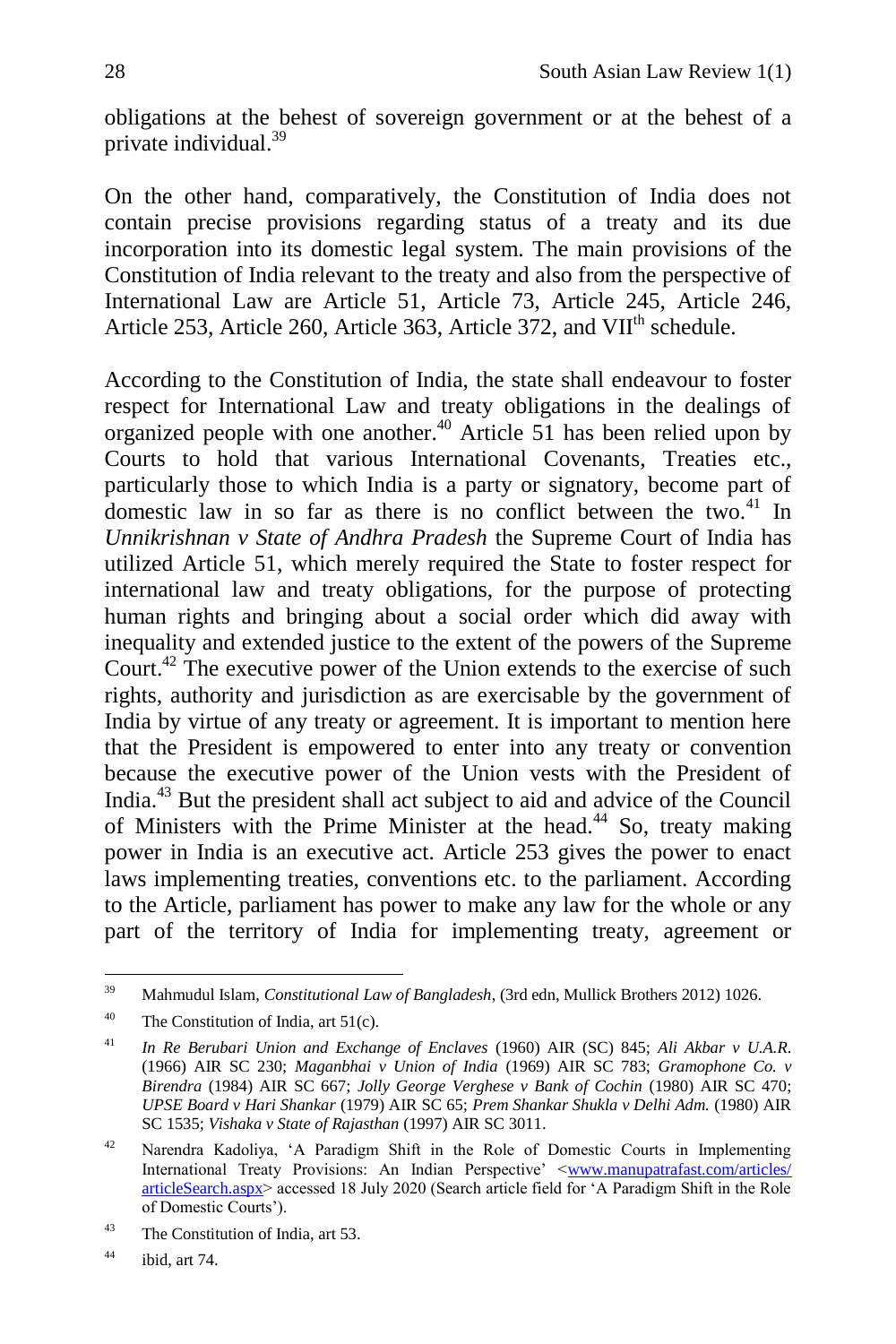obligations at the behest of sovereign government or at the behest of a private individual.[39]

On the other hand, comparatively, the Constitution of India does not contain precise provisions regarding status of a treaty and its due incorporation into its domestic legal system. The main provisions of the Constitution of India relevant to the treaty and also from the perspective of International Law are Article 51, Article 73, Article 245, Article 246, Article 253, Article 260, Article 363, Article 372, and VII[th] schedule.

According to the Constitution of India, the state shall endeavour to foster respect for International Law and treaty obligations in the dealings of organized people with one another.[40] Article 51 has been relied upon by Courts to hold that various International Covenants, Treaties etc., particularly those to which India is a party or signatory, become part of domestic law in so far as there is no conflict between the two.[41] In *Unnikrishnan v State of Andhra Pradesh* the Supreme Court of India has utilized Article 51, which merely required the State to foster respect for international law and treaty obligations, for the purpose of protecting human rights and bringing about a social order which did away with inequality and extended justice to the extent of the powers of the Supreme Court.[42] The executive power of the Union extends to the exercise of such rights, authority and jurisdiction as are exercisable by the government of India by virtue of any treaty or agreement. It is important to mention here that the President is empowered to enter into any treaty or convention because the executive power of the Union vests with the President of India.[43] But the president shall act subject to aid and advice of the Council of Ministers with the Prime Minister at the head.[44] So, treaty making power in India is an executive act. Article 253 gives the power to enact laws implementing treaties, conventions etc. to the parliament. According to the Article, parliament has power to make any law for the whole or any part of the territory of India for implementing treaty, agreement or

---

[39] Mahmudul Islam, *Constitutional Law of Bangladesh*, (3rd edn, Mullick Brothers 2012) 1026.

[40] The Constitution of India, art 51(c).

[41] *In Re Berubari Union and Exchange of Enclaves* (1960) AIR (SC) 845; *Ali Akbar v U.A.R.* (1966) AIR SC 230; *Maganbhai v Union of India* (1969) AIR SC 783; *Gramophone Co. v Birendra* (1984) AIR SC 667; *Jolly George Verghese v Bank of Cochin* (1980) AIR SC 470; *UPSE Board v Hari Shankar* (1979) AIR SC 65; *Prem Shankar Shukla v Delhi Adm.* (1980) AIR SC 1535; *Vishaka v State of Rajasthan* (1997) AIR SC 3011.

[42] Narendra Kadoliya, 'A Paradigm Shift in the Role of Domestic Courts in Implementing International Treaty Provisions: An Indian Perspective' <www.manupatrafast.com/articles/articleSearch.aspx> accessed 18 July 2020 (Search article field for 'A Paradigm Shift in the Role of Domestic Courts').

[43] The Constitution of India, art 53.

[44] ibid, art 74.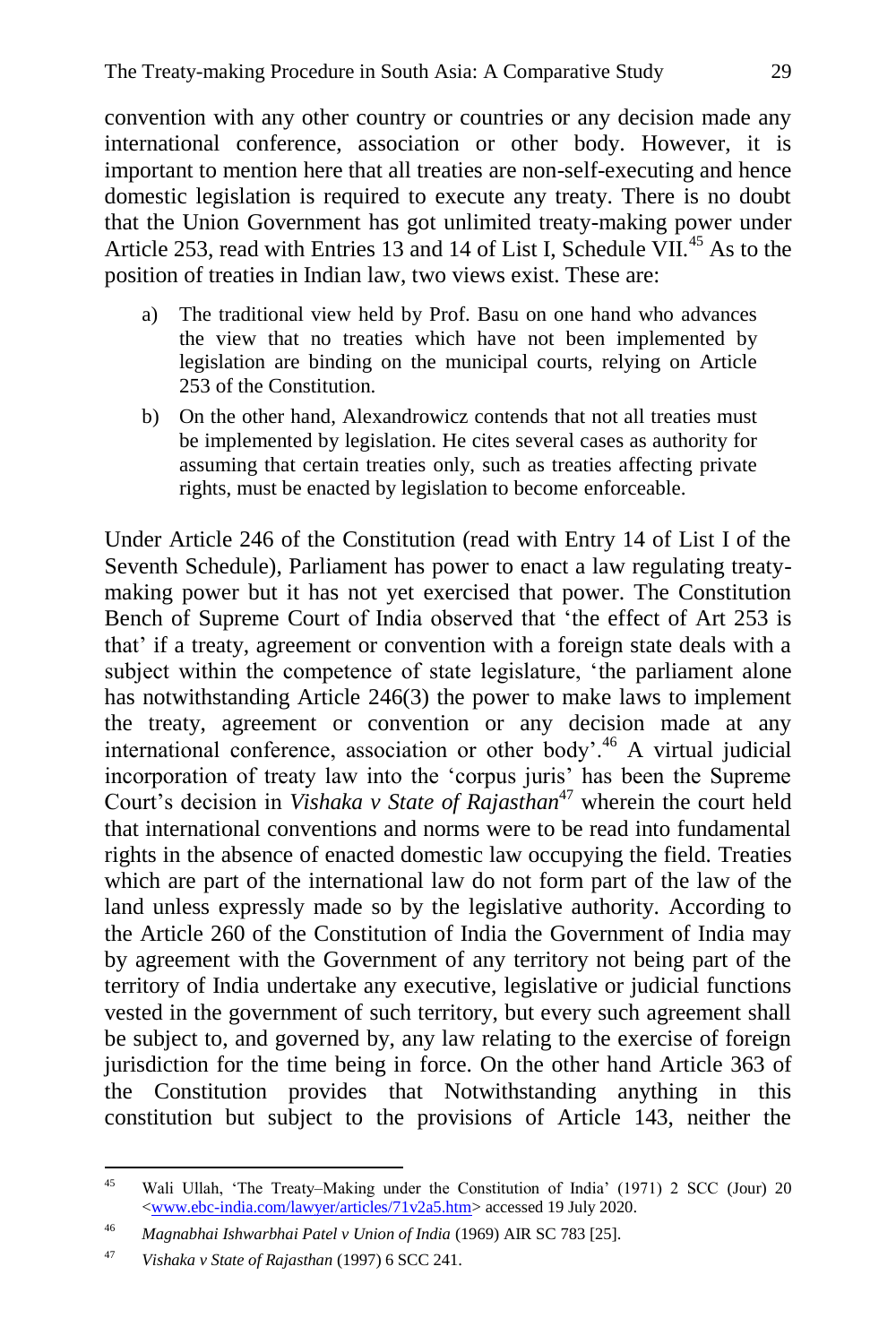convention with any other country or countries or any decision made any international conference, association or other body. However, it is important to mention here that all treaties are non-self-executing and hence domestic legislation is required to execute any treaty. There is no doubt that the Union Government has got unlimited treaty-making power under Article 253, read with Entries 13 and 14 of List I, Schedule VII.[45] As to the position of treaties in Indian law, two views exist. These are:

a) The traditional view held by Prof. Basu on one hand who advances the view that no treaties which have not been implemented by legislation are binding on the municipal courts, relying on Article 253 of the Constitution.

b) On the other hand, Alexandrowicz contends that not all treaties must be implemented by legislation. He cites several cases as authority for assuming that certain treaties only, such as treaties affecting private rights, must be enacted by legislation to become enforceable.

Under Article 246 of the Constitution (read with Entry 14 of List I of the Seventh Schedule), Parliament has power to enact a law regulating treaty-making power but it has not yet exercised that power. The Constitution Bench of Supreme Court of India observed that 'the effect of Art 253 is that' if a treaty, agreement or convention with a foreign state deals with a subject within the competence of state legislature, 'the parliament alone has notwithstanding Article 246(3) the power to make laws to implement the treaty, agreement or convention or any decision made at any international conference, association or other body'.[46] A virtual judicial incorporation of treaty law into the 'corpus juris' has been the Supreme Court's decision in *Vishaka v State of Rajasthan*[47] wherein the court held that international conventions and norms were to be read into fundamental rights in the absence of enacted domestic law occupying the field. Treaties which are part of the international law do not form part of the law of the land unless expressly made so by the legislative authority. According to the Article 260 of the Constitution of India the Government of India may by agreement with the Government of any territory not being part of the territory of India undertake any executive, legislative or judicial functions vested in the government of such territory, but every such agreement shall be subject to, and governed by, any law relating to the exercise of foreign jurisdiction for the time being in force. On the other hand Article 363 of the Constitution provides that Notwithstanding anything in this constitution but subject to the provisions of Article 143, neither the

---

[45] Wali Ullah, 'The Treaty–Making under the Constitution of India' (1971) 2 SCC (Jour) 20 <www.ebc-india.com/lawyer/articles/71v2a5.htm> accessed 19 July 2020.

[46] *Magnabhai Ishwarbhai Patel v Union of India* (1969) AIR SC 783 [25].

[47] *Vishaka v State of Rajasthan* (1997) 6 SCC 241.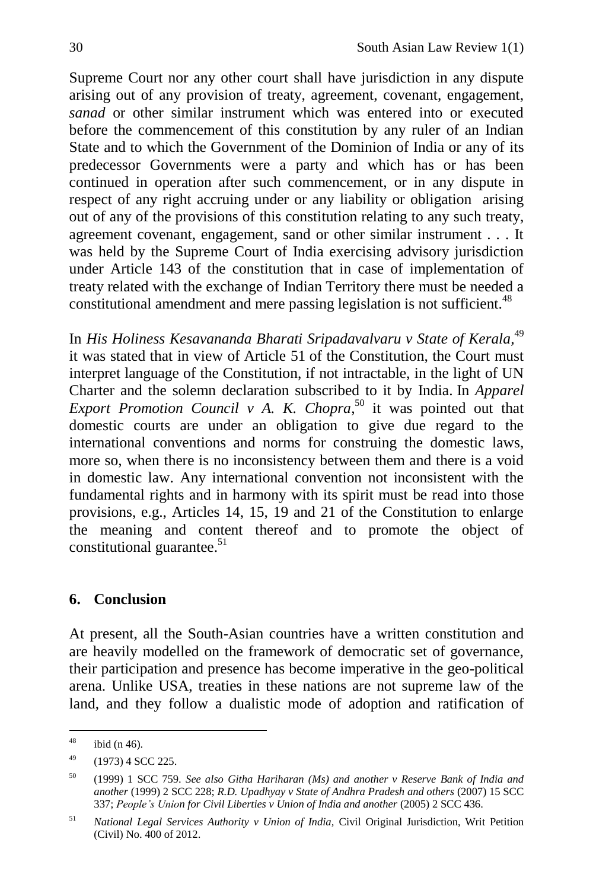Supreme Court nor any other court shall have jurisdiction in any dispute arising out of any provision of treaty, agreement, covenant, engagement, *sanad* or other similar instrument which was entered into or executed before the commencement of this constitution by any ruler of an Indian State and to which the Government of the Dominion of India or any of its predecessor Governments were a party and which has or has been continued in operation after such commencement, or in any dispute in respect of any right accruing under or any liability or obligation arising out of any of the provisions of this constitution relating to any such treaty, agreement covenant, engagement, sand or other similar instrument . . . It was held by the Supreme Court of India exercising advisory jurisdiction under Article 143 of the constitution that in case of implementation of treaty related with the exchange of Indian Territory there must be needed a constitutional amendment and mere passing legislation is not sufficient.[48]

In *His Holiness Kesavananda Bharati Sripadavalvaru v State of Kerala,*[49] it was stated that in view of Article 51 of the Constitution, the Court must interpret language of the Constitution, if not intractable, in the light of UN Charter and the solemn declaration subscribed to it by India. In *Apparel Export Promotion Council v A. K. Chopra*,[50] it was pointed out that domestic courts are under an obligation to give due regard to the international conventions and norms for construing the domestic laws, more so, when there is no inconsistency between them and there is a void in domestic law. Any international convention not inconsistent with the fundamental rights and in harmony with its spirit must be read into those provisions, e.g., Articles 14, 15, 19 and 21 of the Constitution to enlarge the meaning and content thereof and to promote the object of constitutional guarantee.[51]

## 6. Conclusion

At present, all the South-Asian countries have a written constitution and are heavily modelled on the framework of democratic set of governance, their participation and presence has become imperative in the geo-political arena. Unlike USA, treaties in these nations are not supreme law of the land, and they follow a dualistic mode of adoption and ratification of

---

[48] ibid (n 46).

[49] (1973) 4 SCC 225.

[50] (1999) 1 SCC 759. *See also Githa Hariharan (Ms) and another v Reserve Bank of India and another* (1999) 2 SCC 228; *R.D. Upadhyay v State of Andhra Pradesh and others* (2007) 15 SCC 337; *People's Union for Civil Liberties v Union of India and another* (2005) 2 SCC 436.

[51] *National Legal Services Authority v Union of India*, Civil Original Jurisdiction, Writ Petition (Civil) No. 400 of 2012.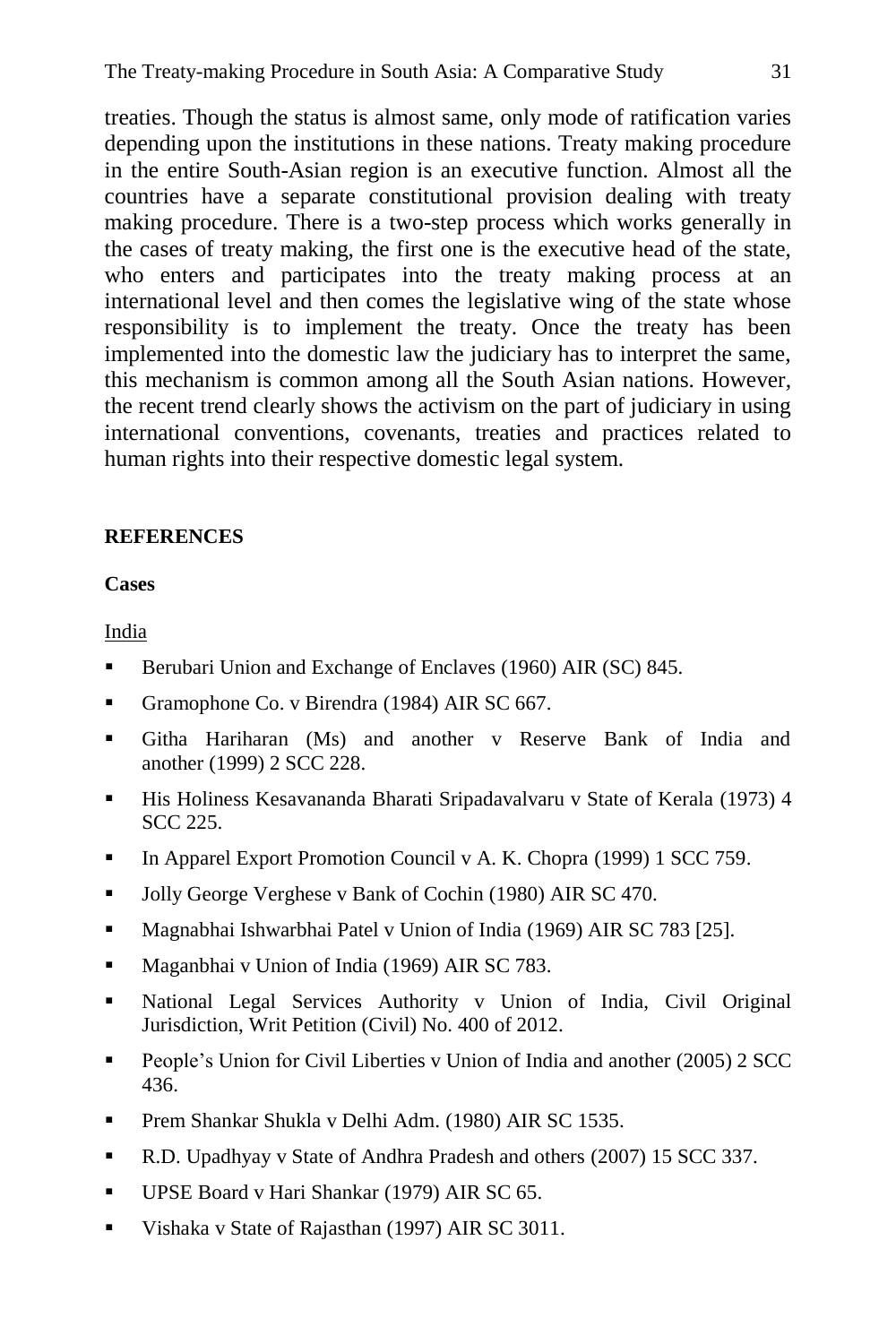treaties. Though the status is almost same, only mode of ratification varies depending upon the institutions in these nations. Treaty making procedure in the entire South-Asian region is an executive function. Almost all the countries have a separate constitutional provision dealing with treaty making procedure. There is a two-step process which works generally in the cases of treaty making, the first one is the executive head of the state, who enters and participates into the treaty making process at an international level and then comes the legislative wing of the state whose responsibility is to implement the treaty. Once the treaty has been implemented into the domestic law the judiciary has to interpret the same, this mechanism is common among all the South Asian nations. However, the recent trend clearly shows the activism on the part of judiciary in using international conventions, covenants, treaties and practices related to human rights into their respective domestic legal system.

## REFERENCES

### Cases

India

- Berubari Union and Exchange of Enclaves (1960) AIR (SC) 845.
- Gramophone Co. v Birendra (1984) AIR SC 667.
- Githa Hariharan (Ms) and another v Reserve Bank of India and another (1999) 2 SCC 228.
- His Holiness Kesavananda Bharati Sripadavalvaru v State of Kerala (1973) 4 SCC 225.
- In Apparel Export Promotion Council v A. K. Chopra (1999) 1 SCC 759.
- Jolly George Verghese v Bank of Cochin (1980) AIR SC 470.
- Magnabhai Ishwarbhai Patel v Union of India (1969) AIR SC 783 [25].
- Maganbhai v Union of India (1969) AIR SC 783.
- National Legal Services Authority v Union of India, Civil Original Jurisdiction, Writ Petition (Civil) No. 400 of 2012.
- People's Union for Civil Liberties v Union of India and another (2005) 2 SCC 436.
- Prem Shankar Shukla v Delhi Adm. (1980) AIR SC 1535.
- R.D. Upadhyay v State of Andhra Pradesh and others (2007) 15 SCC 337.
- UPSE Board v Hari Shankar (1979) AIR SC 65.
- Vishaka v State of Rajasthan (1997) AIR SC 3011.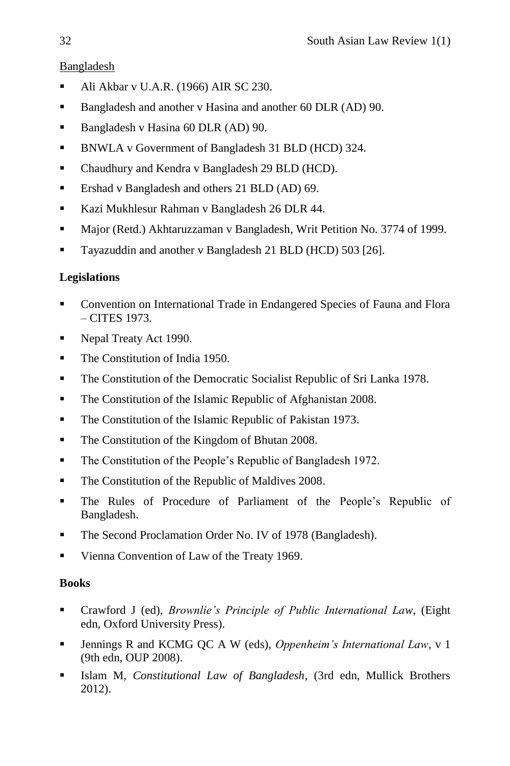Bangladesh

- Ali Akbar v U.A.R. (1966) AIR SC 230.
- Bangladesh and another v Hasina and another 60 DLR (AD) 90.
- Bangladesh v Hasina 60 DLR (AD) 90.
- BNWLA v Government of Bangladesh 31 BLD (HCD) 324.
- Chaudhury and Kendra v Bangladesh 29 BLD (HCD).
- Ershad v Bangladesh and others 21 BLD (AD) 69.
- Kazi Mukhlesur Rahman v Bangladesh 26 DLR 44.
- Major (Retd.) Akhtaruzzaman v Bangladesh, Writ Petition No. 3774 of 1999.
- Tayazuddin and another v Bangladesh 21 BLD (HCD) 503 [26].

**Legislations**

- Convention on International Trade in Endangered Species of Fauna and Flora – CITES 1973.
- Nepal Treaty Act 1990.
- The Constitution of India 1950.
- The Constitution of the Democratic Socialist Republic of Sri Lanka 1978.
- The Constitution of the Islamic Republic of Afghanistan 2008.
- The Constitution of the Islamic Republic of Pakistan 1973.
- The Constitution of the Kingdom of Bhutan 2008.
- The Constitution of the People's Republic of Bangladesh 1972.
- The Constitution of the Republic of Maldives 2008.
- The Rules of Procedure of Parliament of the People's Republic of Bangladesh.
- The Second Proclamation Order No. IV of 1978 (Bangladesh).
- Vienna Convention of Law of the Treaty 1969.

**Books**

- Crawford J (ed), *Brownlie's Principle of Public International Law*, (Eight edn, Oxford University Press).
- Jennings R and KCMG QC A W (eds), *Oppenheim's International Law*, v 1 (9th edn, OUP 2008).
- Islam M, *Constitutional Law of Bangladesh*, (3rd edn, Mullick Brothers 2012).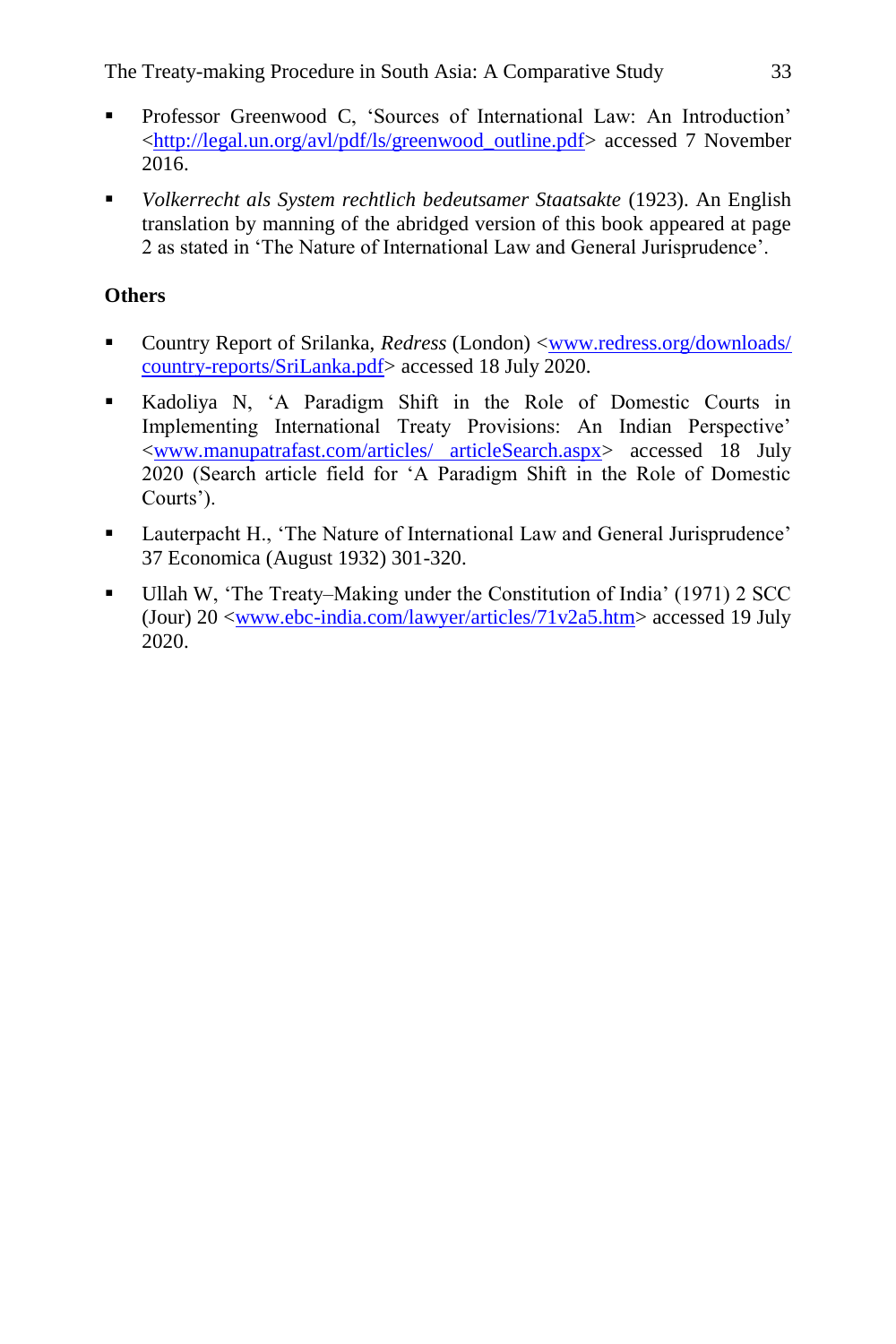- Professor Greenwood C, 'Sources of International Law: An Introduction' <http://legal.un.org/avl/pdf/ls/greenwood_outline.pdf> accessed 7 November 2016.
- *Volkerrecht als System rechtlich bedeutsamer Staatsakte* (1923). An English translation by manning of the abridged version of this book appeared at page 2 as stated in 'The Nature of International Law and General Jurisprudence'.

**Others**

- Country Report of Srilanka, *Redress* (London) <www.redress.org/downloads/country-reports/SriLanka.pdf> accessed 18 July 2020.
- Kadoliya N, 'A Paradigm Shift in the Role of Domestic Courts in Implementing International Treaty Provisions: An Indian Perspective' <www.manupatrafast.com/articles/ articleSearch.aspx> accessed 18 July 2020 (Search article field for 'A Paradigm Shift in the Role of Domestic Courts').
- Lauterpacht H., 'The Nature of International Law and General Jurisprudence' 37 Economica (August 1932) 301-320.
- Ullah W, 'The Treaty–Making under the Constitution of India' (1971) 2 SCC (Jour) 20 <www.ebc-india.com/lawyer/articles/71v2a5.htm> accessed 19 July 2020.